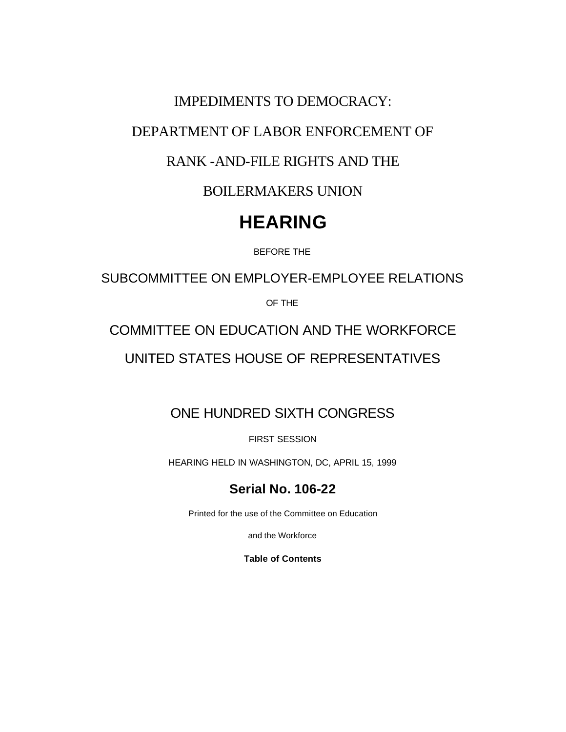# IMPEDIMENTS TO DEMOCRACY:

# DEPARTMENT OF LABOR ENFORCEMENT OF

# RANK -AND-FILE RIGHTS AND THE

# BOILERMAKERS UNION

# HEARING

BEFORE THE

## SUBCOMMITTEE ON EMPLOYER-EMPLOYEE RELATIONS

OF THE

## COMMITTEE ON EDUCATION AND THE WORKFORCE

## UNITED STATES HOUSE OF REPRESENTATIVES

## ONE HUNDRED SIXTH CONGRESS

FIRST SESSION

HEARING HELD IN WASHINGTON, DC, APRIL 15, 1999

**Serial No. 106-22**

Printed for the use of the Committee on Education

and the Workforce

**Table of Contents**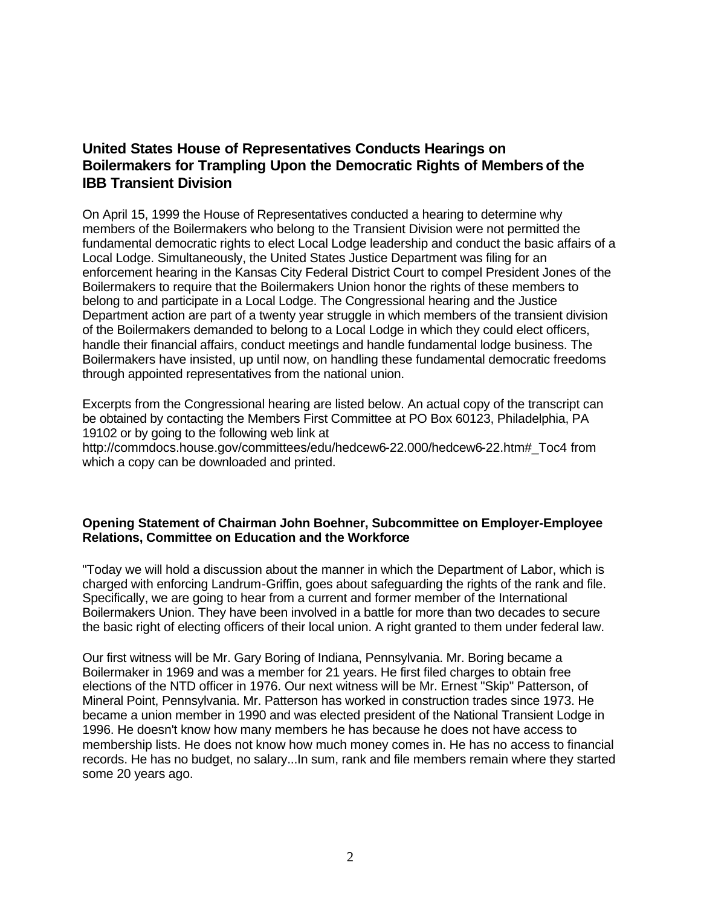## United States House of Representatives Conducts Hearings on Boilermakers for Trampling Upon the Democratic Rights of Members of the IBB Transient Division

On April 15, 1999 the House of Representatives conducted a hearing to determine why members of the Boilermakers who belong to the Transient Division were not permitted the fundamental democratic rights to elect Local Lodge leadership and conduct the basic affairs of a Local Lodge. Simultaneously, the United States Justice Department was filing for an enforcement hearing in the Kansas City Federal District Court to compel President Jones of the Boilermakers to require that the Boilermakers Union honor the rights of these members to belong to and participate in a Local Lodge. The Congressional hearing and the Justice Department action are part of a twenty year struggle in which members of the transient division of the Boilermakers demanded to belong to a Local Lodge in which they could elect officers, handle their financial affairs, conduct meetings and handle fundamental lodge business. The Boilermakers have insisted, up until now, on handling these fundamental democratic freedoms through appointed representatives from the national union.

Excerpts from the Congressional hearing are listed below. An actual copy of the transcript can be obtained by contacting the Members First Committee at PO Box 60123, Philadelphia, PA 19102 or by going to the following web link at http://commdocs.house.gov/committees/edu/hedcew6-22.000/hedcew6-22.htm#_Toc4 from which a copy can be downloaded and printed.

### Opening Statement of Chairman John Boehner, Subcommittee on Employer-Employee Relations, Committee on Education and the Workforce

"Today we will hold a discussion about the manner in which the Department of Labor, which is charged with enforcing Landrum-Griffin, goes about safeguarding the rights of the rank and file. Specifically, we are going to hear from a current and former member of the International Boilermakers Union. They have been involved in a battle for more than two decades to secure the basic right of electing officers of their local union. A right granted to them under federal law.

Our first witness will be Mr. Gary Boring of Indiana, Pennsylvania. Mr. Boring became a Boilermaker in 1969 and was a member for 21 years. He first filed charges to obtain free elections of the NTD officer in 1976. Our next witness will be Mr. Ernest "Skip" Patterson, of Mineral Point, Pennsylvania. Mr. Patterson has worked in construction trades since 1973. He became a union member in 1990 and was elected president of the National Transient Lodge in 1996. He doesn't know how many members he has because he does not have access to membership lists. He does not know how much money comes in. He has no access to financial records. He has no budget, no salary...In sum, rank and file members remain where they started some 20 years ago.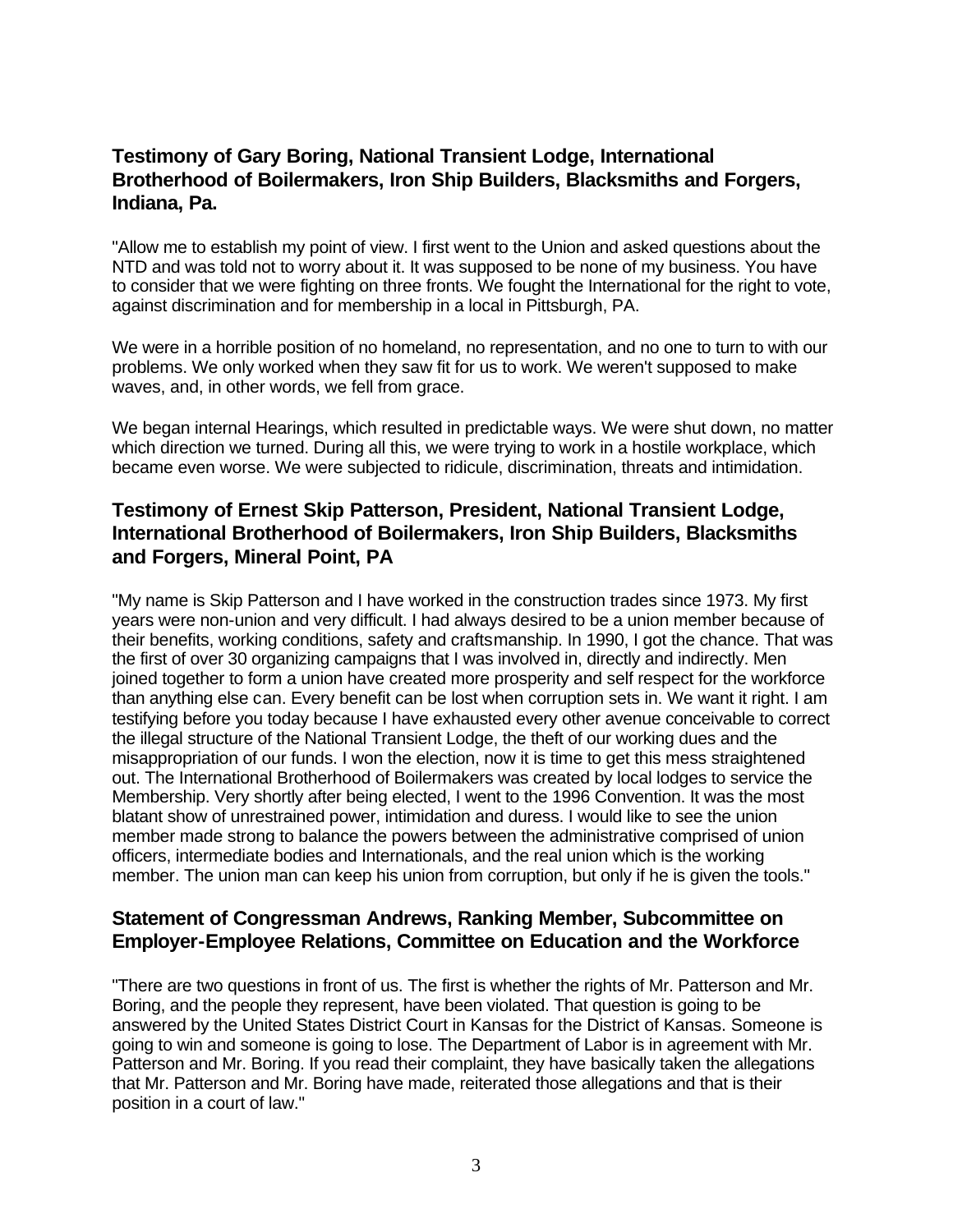## Testimony of Gary Boring, National Transient Lodge, International Brotherhood of Boilermakers, Iron Ship Builders, Blacksmiths and Forgers, Indiana, Pa.

"Allow me to establish my point of view. I first went to the Union and asked questions about the NTD and was told not to worry about it. It was supposed to be none of my business. You have to consider that we were fighting on three fronts. We fought the International for the right to vote, against discrimination and for membership in a local in Pittsburgh, PA.

We were in a horrible position of no homeland, no representation, and no one to turn to with our problems. We only worked when they saw fit for us to work. We weren't supposed to make waves, and, in other words, we fell from grace.

We began internal Hearings, which resulted in predictable ways. We were shut down, no matter which direction we turned. During all this, we were trying to work in a hostile workplace, which became even worse. We were subjected to ridicule, discrimination, threats and intimidation.

## Testimony of Ernest Skip Patterson, President, National Transient Lodge, International Brotherhood of Boilermakers, Iron Ship Builders, Blacksmiths and Forgers, Mineral Point, PA

"My name is Skip Patterson and I have worked in the construction trades since 1973. My first years were non-union and very difficult. I had always desired to be a union member because of their benefits, working conditions, safety and craftsmanship. In 1990, I got the chance. That was the first of over 30 organizing campaigns that I was involved in, directly and indirectly. Men joined together to form a union have created more prosperity and self respect for the workforce than anything else can. Every benefit can be lost when corruption sets in. We want it right. I am testifying before you today because I have exhausted every other avenue conceivable to correct the illegal structure of the National Transient Lodge, the theft of our working dues and the misappropriation of our funds. I won the election, now it is time to get this mess straightened out. The International Brotherhood of Boilermakers was created by local lodges to service the Membership. Very shortly after being elected, I went to the 1996 Convention. It was the most blatant show of unrestrained power, intimidation and duress. I would like to see the union member made strong to balance the powers between the administrative comprised of union officers, intermediate bodies and Internationals, and the real union which is the working member. The union man can keep his union from corruption, but only if he is given the tools."

## Statement of Congressman Andrews, Ranking Member, Subcommittee on Employer-Employee Relations, Committee on Education and the Workforce

"There are two questions in front of us. The first is whether the rights of Mr. Patterson and Mr. Boring, and the people they represent, have been violated. That question is going to be answered by the United States District Court in Kansas for the District of Kansas. Someone is going to win and someone is going to lose. The Department of Labor is in agreement with Mr. Patterson and Mr. Boring. If you read their complaint, they have basically taken the allegations that Mr. Patterson and Mr. Boring have made, reiterated those allegations and that is their position in a court of law."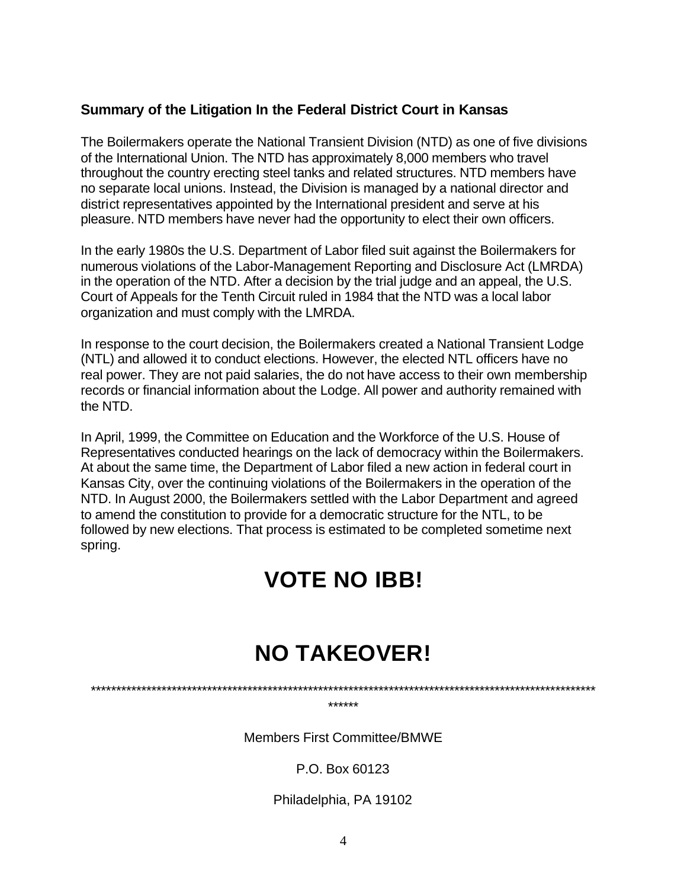**Summary of the Litigation In the Federal District Court in Kansas**

The Boilermakers operate the National Transient Division (NTD) as one of five divisions of the International Union. The NTD has approximately 8,000 members who travel throughout the country erecting steel tanks and related structures. NTD members have no separate local unions. Instead, the Division is managed by a national director and district representatives appointed by the International president and serve at his pleasure. NTD members have never had the opportunity to elect their own officers.

In the early 1980s the U.S. Department of Labor filed suit against the Boilermakers for numerous violations of the Labor-Management Reporting and Disclosure Act (LMRDA) in the operation of the NTD. After a decision by the trial judge and an appeal, the U.S. Court of Appeals for the Tenth Circuit ruled in 1984 that the NTD was a local labor organization and must comply with the LMRDA.

In response to the court decision, the Boilermakers created a National Transient Lodge (NTL) and allowed it to conduct elections. However, the elected NTL officers have no real power. They are not paid salaries, the do not have access to their own membership records or financial information about the Lodge. All power and authority remained with the NTD.

In April, 1999, the Committee on Education and the Workforce of the U.S. House of Representatives conducted hearings on the lack of democracy within the Boilermakers. At about the same time, the Department of Labor filed a new action in federal court in Kansas City, over the continuing violations of the Boilermakers in the operation of the NTD. In August 2000, the Boilermakers settled with the Labor Department and agreed to amend the constitution to provide for a democratic structure for the NTL, to be followed by new elections. That process is estimated to be completed sometime next spring.

# VOTE NO IBB!

# NO TAKEOVER!

****************************************************************************************************************

Members First Committee/BMWE

P.O. Box 60123

Philadelphia, PA 19102